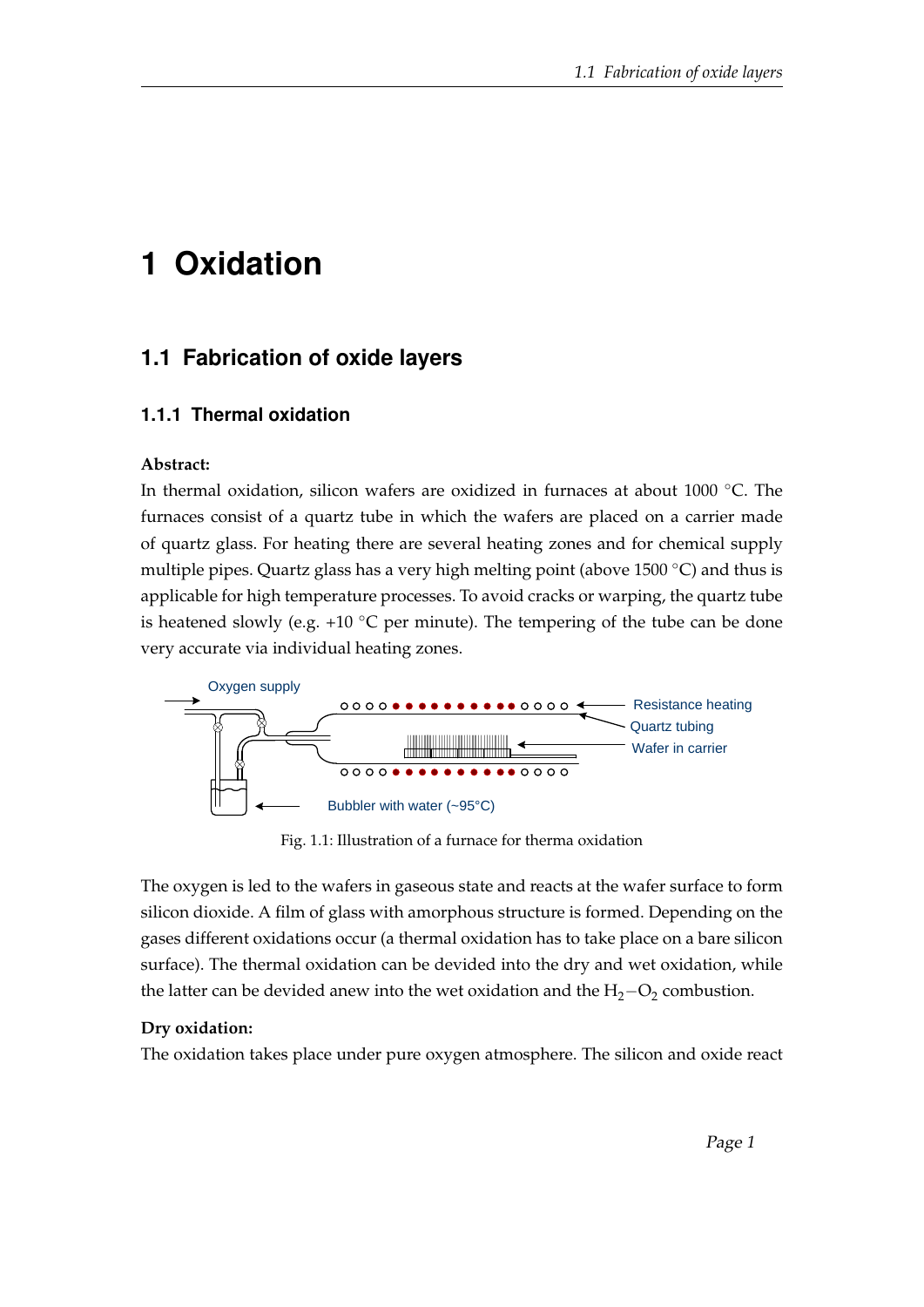# 1 Oxidation

## 1.1 Fabrication of oxide layers

### 1.1.1 Thermal oxidation

**Abstract:**
In thermal oxidation, silicon wafers are oxidized in furnaces at about 1000 °C. The furnaces consist of a quartz tube in which the wafers are placed on a carrier made of quartz glass. For heating there are several heating zones and for chemical supply multiple pipes. Quartz glass has a very high melting point (above 1500 °C) and thus is applicable for high temperature processes. To avoid cracks or warping, the quartz tube is heatened slowly (e.g. +10 °C per minute). The tempering of the tube can be done very accurate via individual heating zones.

Oxygen supply

Resistance heating

Quartz tubing

Wafer in carrier

Bubbler with water (~95°C)

Fig. 1.1: Illustration of a furnace for therma oxidation

The oxygen is led to the wafers in gaseous state and reacts at the wafer surface to form silicon dioxide. A film of glass with amorphous structure is formed. Depending on the gases different oxidations occur (a thermal oxidation has to take place on a bare silicon surface). The thermal oxidation can be devided into the dry and wet oxidation, while the latter can be devided anew into the wet oxidation and the $H_2-O_2$ combustion.

**Dry oxidation:**
The oxidation takes place under pure oxygen atmosphere. The silicon and oxide react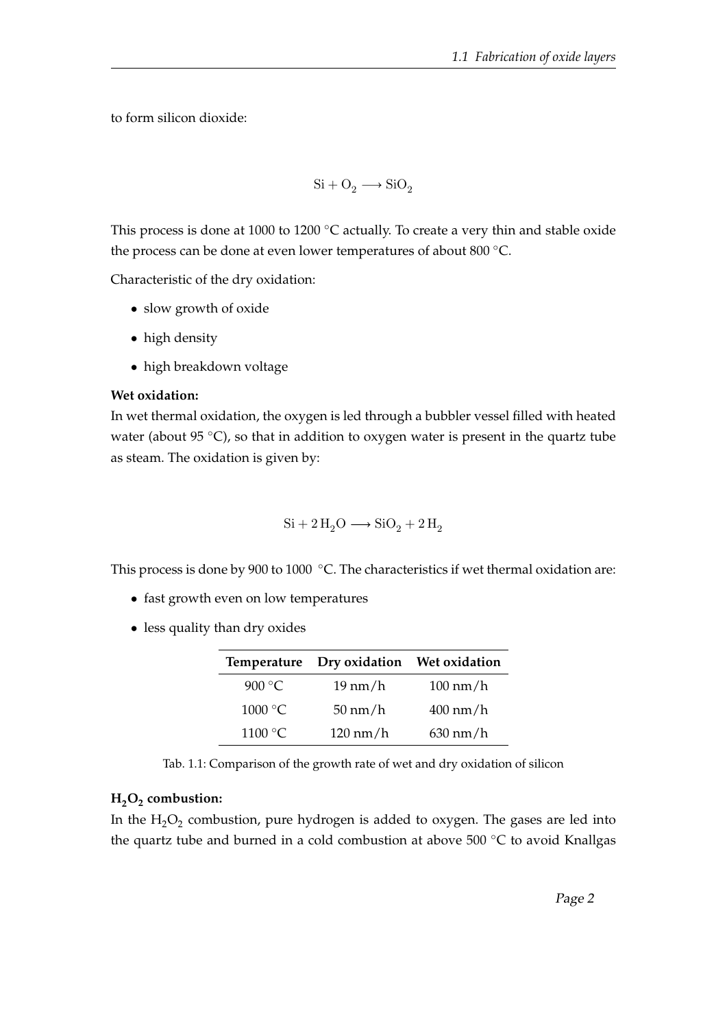to form silicon dioxide:

$$\mathrm{Si} + \mathrm{O_2} \longrightarrow \mathrm{SiO_2}$$

This process is done at 1000 to 1200 °C actually. To create a very thin and stable oxide the process can be done at even lower temperatures of about 800 °C.

Characteristic of the dry oxidation:

- slow growth of oxide
- high density
- high breakdown voltage

**Wet oxidation:**
In wet thermal oxidation, the oxygen is led through a bubbler vessel filled with heated water (about 95 °C), so that in addition to oxygen water is present in the quartz tube as steam. The oxidation is given by:

$$\mathrm{Si} + 2\,\mathrm{H_2O} \longrightarrow \mathrm{SiO_2} + 2\,\mathrm{H_2}$$

This process is done by 900 to 1000 °C. The characteristics if wet thermal oxidation are:

- fast growth even on low temperatures
- less quality than dry oxides

| Temperature | Dry oxidation | Wet oxidation |
|---|---|---|
| 900 °C | 19 nm/h | 100 nm/h |
| 1000 °C | 50 nm/h | 400 nm/h |
| 1100 °C | 120 nm/h | 630 nm/h |

Tab. 1.1: Comparison of the growth rate of wet and dry oxidation of silicon

**$H_2O_2$ combustion:**
In the $H_2O_2$ combustion, pure hydrogen is added to oxygen. The gases are led into the quartz tube and burned in a cold combustion at above 500 °C to avoid Knallgas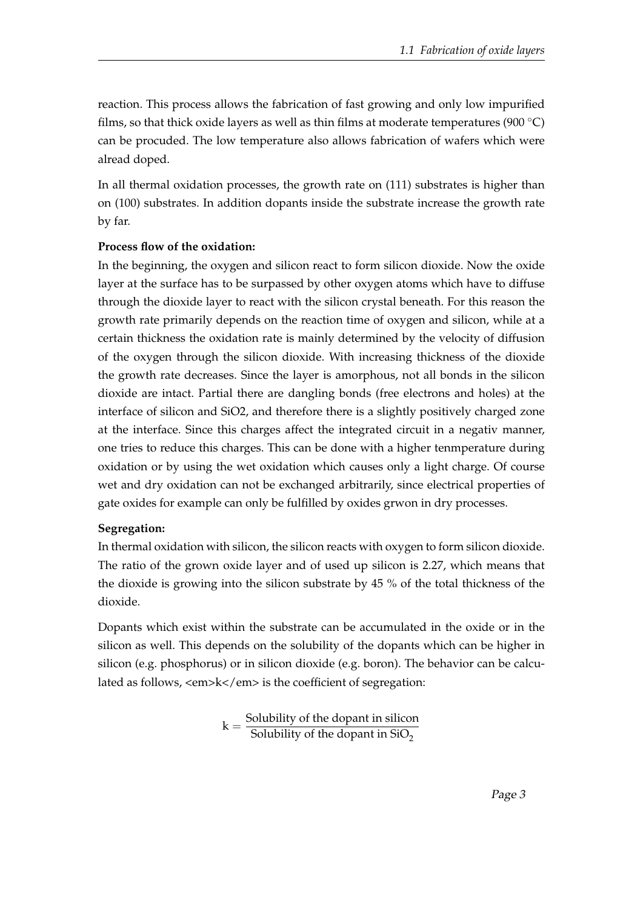reaction. This process allows the fabrication of fast growing and only low impurified films, so that thick oxide layers as well as thin films at moderate temperatures (900 °C) can be procuded. The low temperature also allows fabrication of wafers which were alread doped.

In all thermal oxidation processes, the growth rate on (111) substrates is higher than on (100) substrates. In addition dopants inside the substrate increase the growth rate by far.

**Process flow of the oxidation:**

In the beginning, the oxygen and silicon react to form silicon dioxide. Now the oxide layer at the surface has to be surpassed by other oxygen atoms which have to diffuse through the dioxide layer to react with the silicon crystal beneath. For this reason the growth rate primarily depends on the reaction time of oxygen and silicon, while at a certain thickness the oxidation rate is mainly determined by the velocity of diffusion of the oxygen through the silicon dioxide. With increasing thickness of the dioxide the growth rate decreases. Since the layer is amorphous, not all bonds in the silicon dioxide are intact. Partial there are dangling bonds (free electrons and holes) at the interface of silicon and SiO2, and therefore there is a slightly positively charged zone at the interface. Since this charges affect the integrated circuit in a negativ manner, one tries to reduce this charges. This can be done with a higher tenmperature during oxidation or by using the wet oxidation which causes only a light charge. Of course wet and dry oxidation can not be exchanged arbitrarily, since electrical properties of gate oxides for example can only be fulfilled by oxides grwon in dry processes.

**Segregation:**

In thermal oxidation with silicon, the silicon reacts with oxygen to form silicon dioxide. The ratio of the grown oxide layer and of used up silicon is 2.27, which means that the dioxide is growing into the silicon substrate by 45 % of the total thickness of the dioxide.

Dopants which exist within the substrate can be accumulated in the oxide or in the silicon as well. This depends on the solubility of the dopants which can be higher in silicon (e.g. phosphorus) or in silicon dioxide (e.g. boron). The behavior can be calculated as follows, <em>k</em> is the coefficient of segregation:

$$k = \frac{\text{Solubility of the dopant in silicon}}{\text{Solubility of the dopant in } SiO_2}$$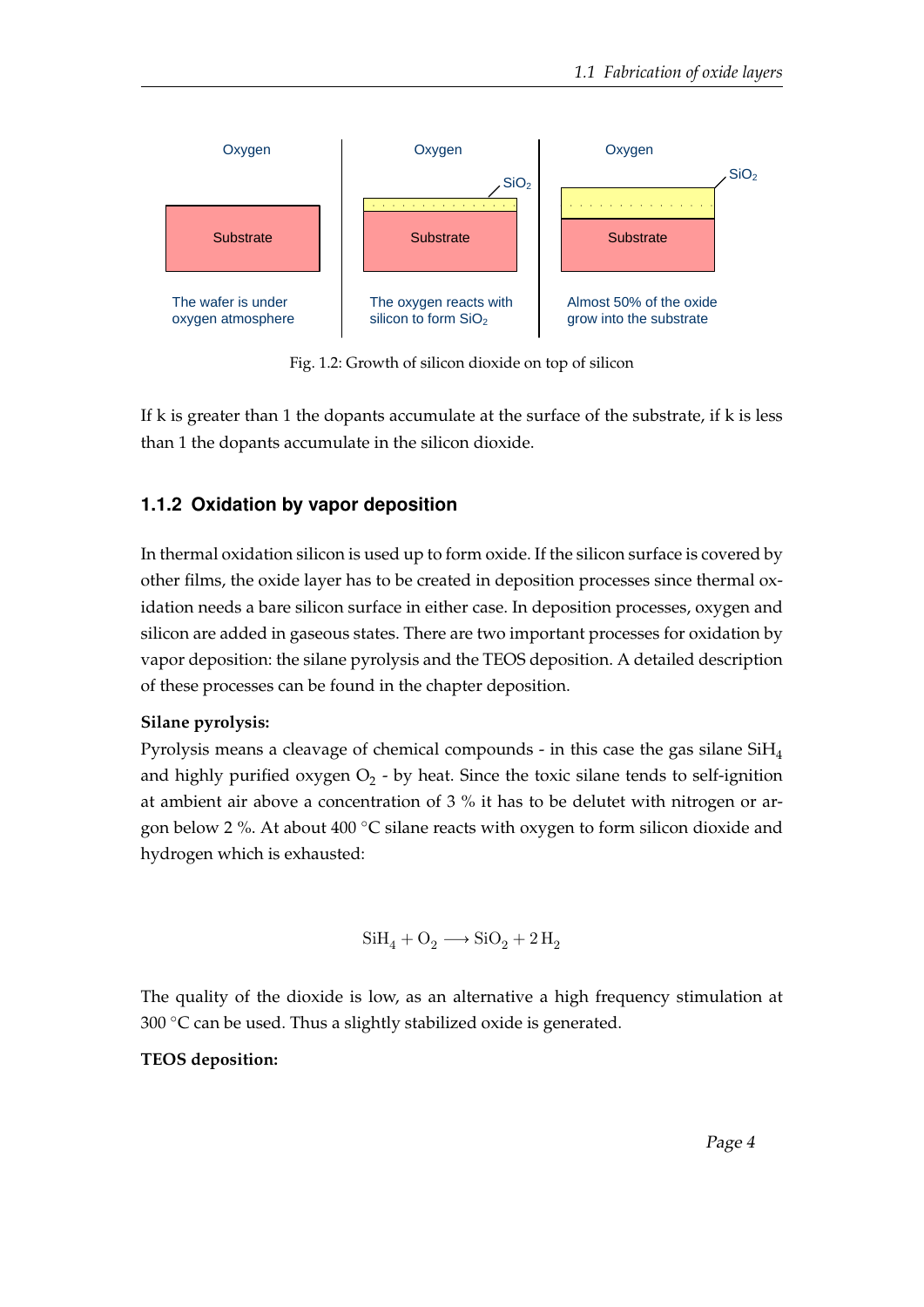Oxygen

Substrate

The wafer is under oxygen atmosphere

Oxygen

$SiO_2$

Substrate

The oxygen reacts with silicon to form $SiO_2$

Oxygen

$SiO_2$

Substrate

Almost 50% of the oxide grow into the substrate

Fig. 1.2: Growth of silicon dioxide on top of silicon

If k is greater than 1 the dopants accumulate at the surface of the substrate, if k is less than 1 the dopants accumulate in the silicon dioxide.

### 1.1.2 Oxidation by vapor deposition

In thermal oxidation silicon is used up to form oxide. If the silicon surface is covered by other films, the oxide layer has to be created in deposition processes since thermal oxidation needs a bare silicon surface in either case. In deposition processes, oxygen and silicon are added in gaseous states. There are two important processes for oxidation by vapor deposition: the silane pyrolysis and the TEOS deposition. A detailed description of these processes can be found in the chapter deposition.

**Silane pyrolysis:**
Pyrolysis means a cleavage of chemical compounds - in this case the gas silane $SiH_4$ and highly purified oxygen $O_2$ - by heat. Since the toxic silane tends to self-ignition at ambient air above a concentration of 3 % it has to be delutet with nitrogen or argon below 2 %. At about 400 °C silane reacts with oxygen to form silicon dioxide and hydrogen which is exhausted:

$$SiH_4 + O_2 \longrightarrow SiO_2 + 2\,H_2$$

The quality of the dioxide is low, as an alternative a high frequency stimulation at 300 °C can be used. Thus a slightly stabilized oxide is generated.

**TEOS deposition:**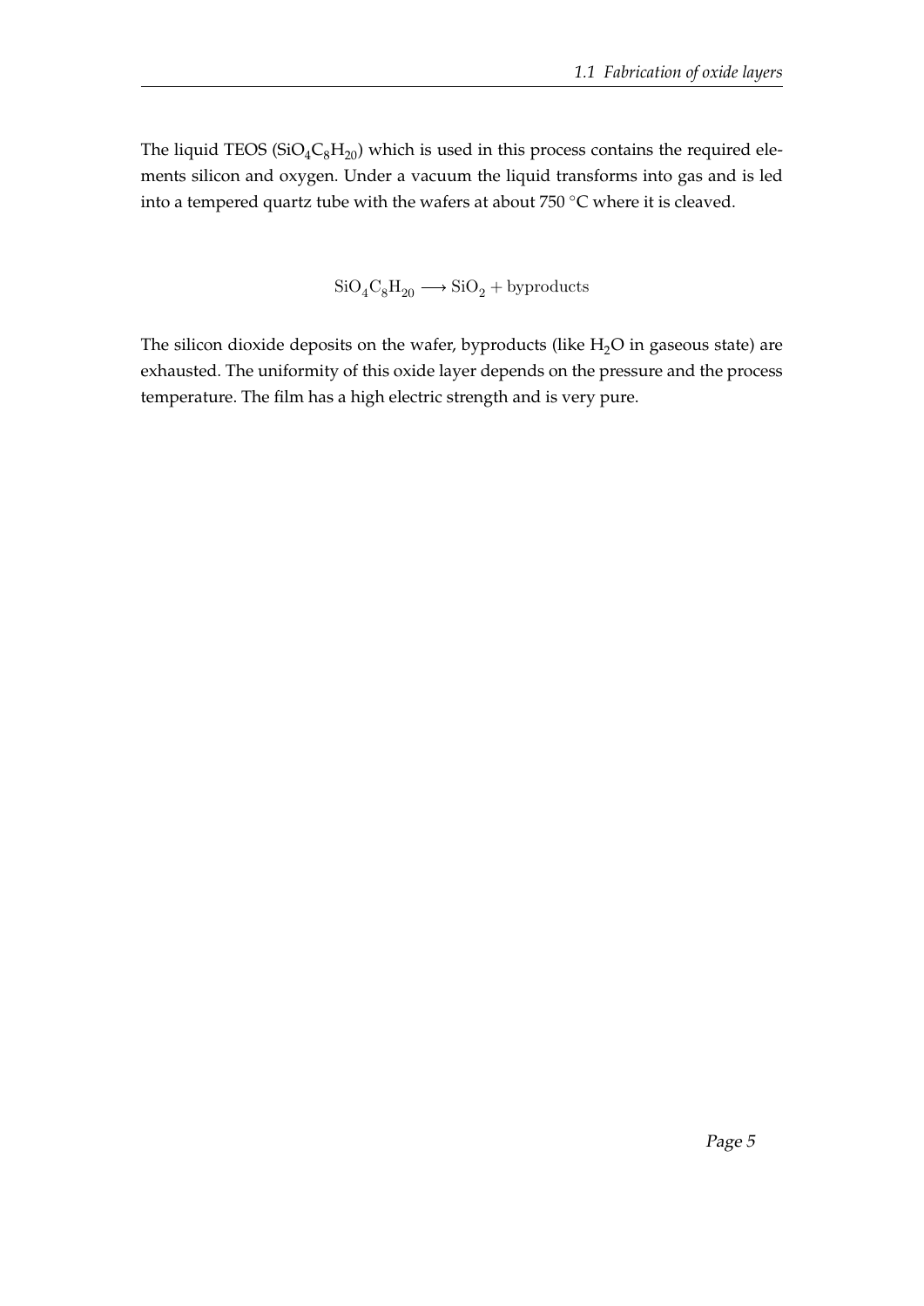The liquid TEOS ($SiO_4C_8H_{20}$) which is used in this process contains the required elements silicon and oxygen. Under a vacuum the liquid transforms into gas and is led into a tempered quartz tube with the wafers at about 750 °C where it is cleaved.

$$\mathrm{SiO_4C_8H_{20}} \longrightarrow \mathrm{SiO_2} + \mathrm{byproducts}$$

The silicon dioxide deposits on the wafer, byproducts (like $H_2O$ in gaseous state) are exhausted. The uniformity of this oxide layer depends on the pressure and the process temperature. The film has a high electric strength and is very pure.